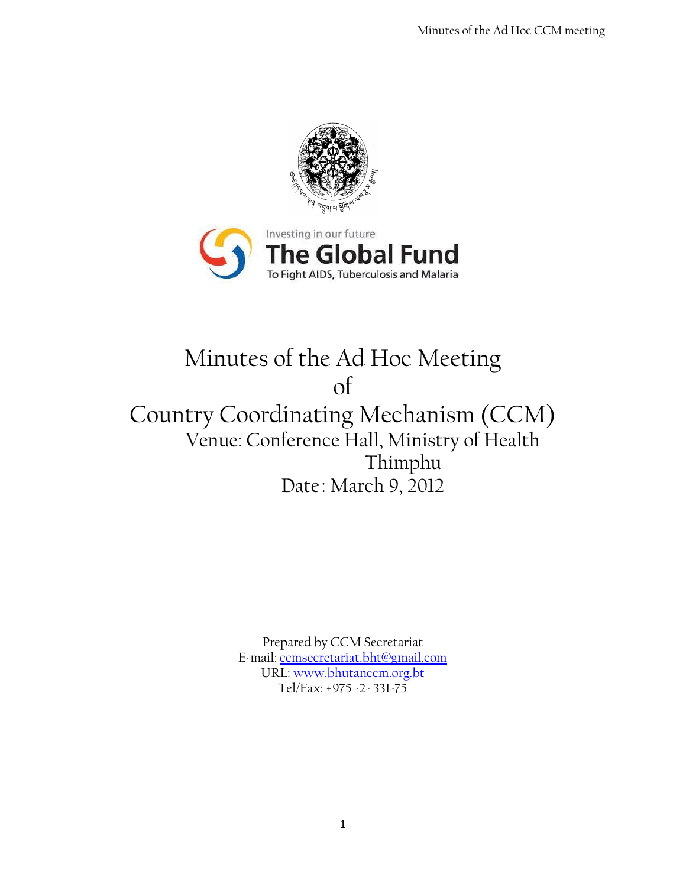Investing in our future

The Global Fund

To Fight AIDS, Tuberculosis and Malaria

# Minutes of the Ad Hoc Meeting of Country Coordinating Mechanism (CCM)

Venue: Conference Hall, Ministry of Health
Thimphu
Date: March 9, 2012

Prepared by CCM Secretariat
E-mail: ccmsecretariat.bht@gmail.com
URL: www.bhutanccm.org.bt
Tel/Fax: +975 -2- 331-75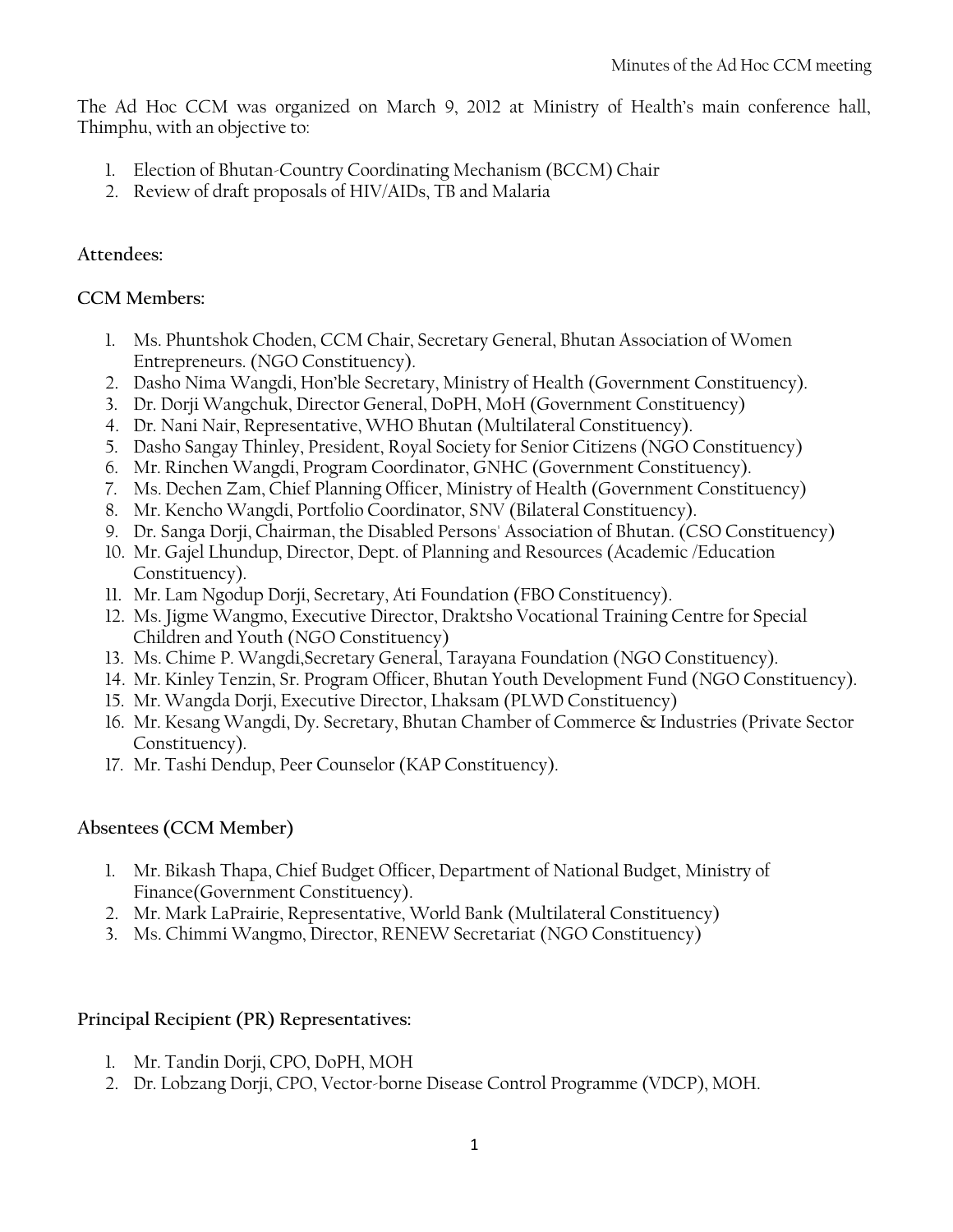The Ad Hoc CCM was organized on March 9, 2012 at Ministry of Health's main conference hall, Thimphu, with an objective to:

1. Election of Bhutan-Country Coordinating Mechanism (BCCM) Chair
2. Review of draft proposals of HIV/AIDs, TB and Malaria

**Attendees:**

**CCM Members:**

1. Ms. Phuntshok Choden, CCM Chair, Secretary General, Bhutan Association of Women Entrepreneurs. (NGO Constituency).
2. Dasho Nima Wangdi, Hon'ble Secretary, Ministry of Health (Government Constituency).
3. Dr. Dorji Wangchuk, Director General, DoPH, MoH (Government Constituency)
4. Dr. Nani Nair, Representative, WHO Bhutan (Multilateral Constituency).
5. Dasho Sangay Thinley, President, Royal Society for Senior Citizens (NGO Constituency)
6. Mr. Rinchen Wangdi, Program Coordinator, GNHC (Government Constituency).
7. Ms. Dechen Zam, Chief Planning Officer, Ministry of Health (Government Constituency)
8. Mr. Kencho Wangdi, Portfolio Coordinator, SNV (Bilateral Constituency).
9. Dr. Sanga Dorji, Chairman, the Disabled Persons' Association of Bhutan. (CSO Constituency)
10. Mr. Gajel Lhundup, Director, Dept. of Planning and Resources (Academic /Education Constituency).
11. Mr. Lam Ngodup Dorji, Secretary, Ati Foundation (FBO Constituency).
12. Ms. Jigme Wangmo, Executive Director, Draktsho Vocational Training Centre for Special Children and Youth (NGO Constituency)
13. Ms. Chime P. Wangdi,Secretary General, Tarayana Foundation (NGO Constituency).
14. Mr. Kinley Tenzin, Sr. Program Officer, Bhutan Youth Development Fund (NGO Constituency).
15. Mr. Wangda Dorji, Executive Director, Lhaksam (PLWD Constituency)
16. Mr. Kesang Wangdi, Dy. Secretary, Bhutan Chamber of Commerce & Industries (Private Sector Constituency).
17. Mr. Tashi Dendup, Peer Counselor (KAP Constituency).

**Absentees (CCM Member)**

1. Mr. Bikash Thapa, Chief Budget Officer, Department of National Budget, Ministry of Finance(Government Constituency).
2. Mr. Mark LaPrairie, Representative, World Bank (Multilateral Constituency)
3. Ms. Chimmi Wangmo, Director, RENEW Secretariat (NGO Constituency)

**Principal Recipient (PR) Representatives:**

1. Mr. Tandin Dorji, CPO, DoPH, MOH
2. Dr. Lobzang Dorji, CPO, Vector-borne Disease Control Programme (VDCP), MOH.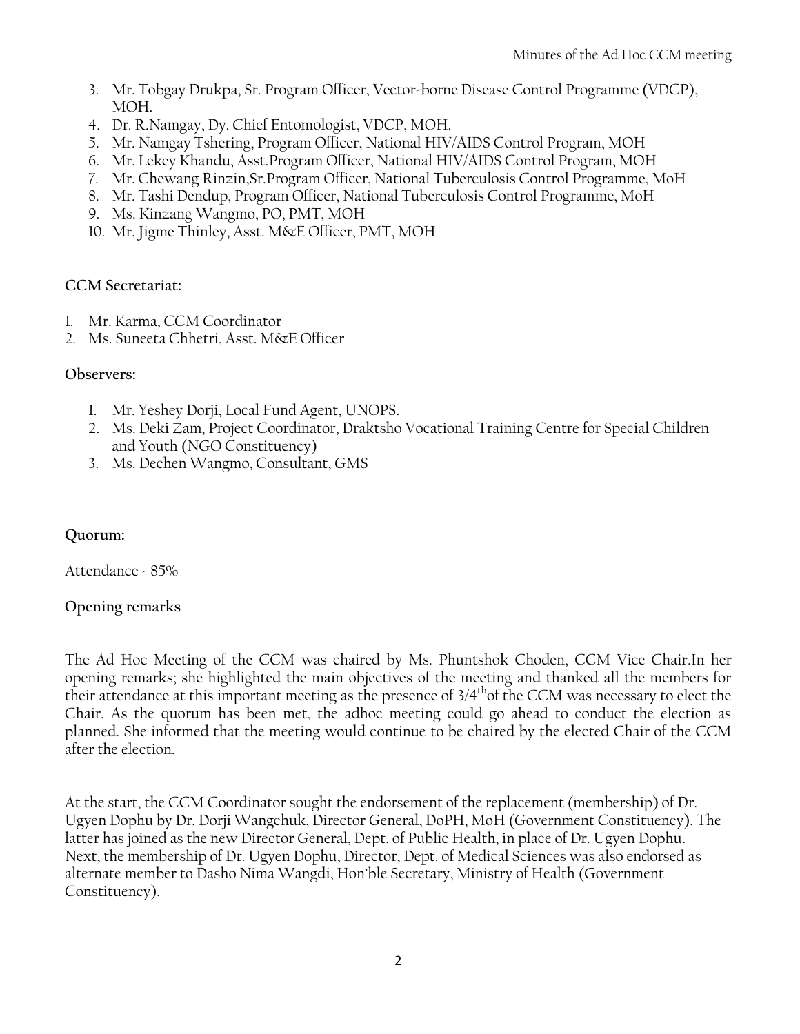3. Mr. Tobgay Drukpa, Sr. Program Officer, Vector-borne Disease Control Programme (VDCP), MOH.
4. Dr. R.Namgay, Dy. Chief Entomologist, VDCP, MOH.
5. Mr. Namgay Tshering, Program Officer, National HIV/AIDS Control Program, MOH
6. Mr. Lekey Khandu, Asst.Program Officer, National HIV/AIDS Control Program, MOH
7. Mr. Chewang Rinzin,Sr.Program Officer, National Tuberculosis Control Programme, MoH
8. Mr. Tashi Dendup, Program Officer, National Tuberculosis Control Programme, MoH
9. Ms. Kinzang Wangmo, PO, PMT, MOH
10. Mr. Jigme Thinley, Asst. M&E Officer, PMT, MOH

**CCM Secretariat:**

1. Mr. Karma, CCM Coordinator
2. Ms. Suneeta Chhetri, Asst. M&E Officer

**Observers:**

1. Mr. Yeshey Dorji, Local Fund Agent, UNOPS.
2. Ms. Deki Zam, Project Coordinator, Draktsho Vocational Training Centre for Special Children and Youth (NGO Constituency)
3. Ms. Dechen Wangmo, Consultant, GMS

**Quorum:**

Attendance - 85%

**Opening remarks**

The Ad Hoc Meeting of the CCM was chaired by Ms. Phuntshok Choden, CCM Vice Chair.In her opening remarks; she highlighted the main objectives of the meeting and thanked all the members for their attendance at this important meeting as the presence of 3/4th of the CCM was necessary to elect the Chair. As the quorum has been met, the adhoc meeting could go ahead to conduct the election as planned. She informed that the meeting would continue to be chaired by the elected Chair of the CCM after the election.

At the start, the CCM Coordinator sought the endorsement of the replacement (membership) of Dr. Ugyen Dophu by Dr. Dorji Wangchuk, Director General, DoPH, MoH (Government Constituency). The latter has joined as the new Director General, Dept. of Public Health, in place of Dr. Ugyen Dophu. Next, the membership of Dr. Ugyen Dophu, Director, Dept. of Medical Sciences was also endorsed as alternate member to Dasho Nima Wangdi, Hon'ble Secretary, Ministry of Health (Government Constituency).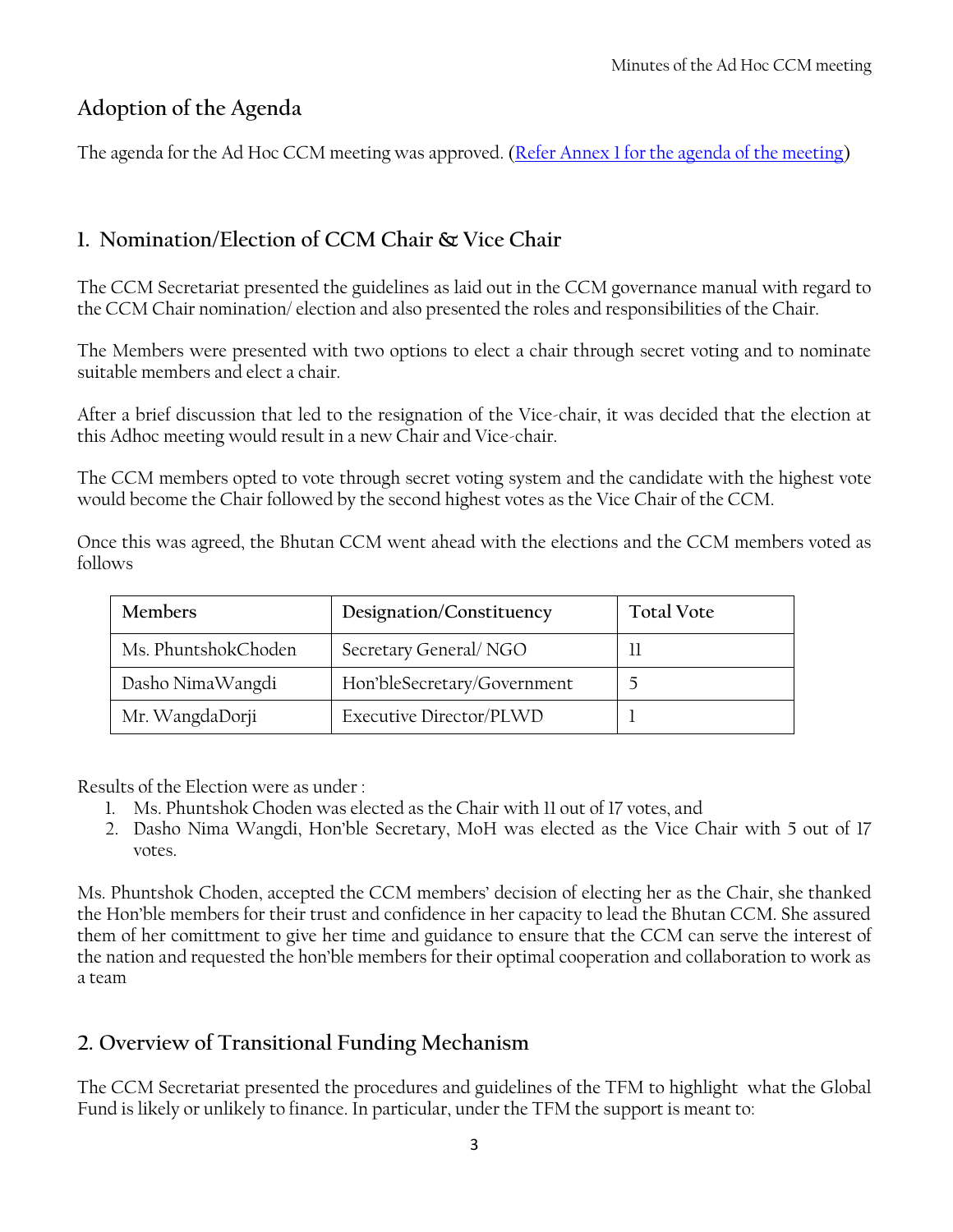## Adoption of the Agenda

The agenda for the Ad Hoc CCM meeting was approved. ([Refer Annex 1 for the agenda of the meeting](#))

## 1. Nomination/Election of CCM Chair & Vice Chair

The CCM Secretariat presented the guidelines as laid out in the CCM governance manual with regard to the CCM Chair nomination/ election and also presented the roles and responsibilities of the Chair.

The Members were presented with two options to elect a chair through secret voting and to nominate suitable members and elect a chair.

After a brief discussion that led to the resignation of the Vice-chair, it was decided that the election at this Adhoc meeting would result in a new Chair and Vice-chair.

The CCM members opted to vote through secret voting system and the candidate with the highest vote would become the Chair followed by the second highest votes as the Vice Chair of the CCM.

Once this was agreed, the Bhutan CCM went ahead with the elections and the CCM members voted as follows

| Members | Designation/Constituency | Total Vote |
|---|---|---|
| Ms. PhuntshokChoden | Secretary General/ NGO | 11 |
| Dasho NimaWangdi | Hon'bleSecretary/Government | 5 |
| Mr. WangdaDorji | Executive Director/PLWD | 1 |

Results of the Election were as under :

1. Ms. Phuntshok Choden was elected as the Chair with 11 out of 17 votes, and
2. Dasho Nima Wangdi, Hon'ble Secretary, MoH was elected as the Vice Chair with 5 out of 17 votes.

Ms. Phuntshok Choden, accepted the CCM members' decision of electing her as the Chair, she thanked the Hon'ble members for their trust and confidence in her capacity to lead the Bhutan CCM. She assured them of her comittment to give her time and guidance to ensure that the CCM can serve the interest of the nation and requested the hon'ble members for their optimal cooperation and collaboration to work as a team

## 2. Overview of Transitional Funding Mechanism

The CCM Secretariat presented the procedures and guidelines of the TFM to highlight what the Global Fund is likely or unlikely to finance. In particular, under the TFM the support is meant to: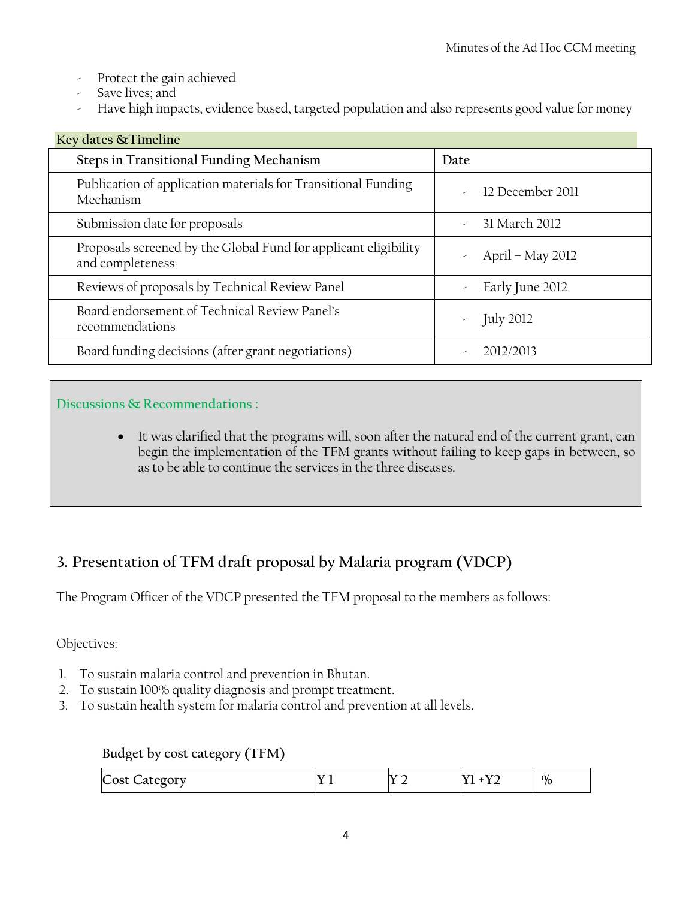- Protect the gain achieved
- Save lives; and
- Have high impacts, evidence based, targeted population and also represents good value for money

**Key dates &Timeline**

| Steps in Transitional Funding Mechanism | Date |
|---|---|
| Publication of application materials for Transitional Funding Mechanism | - 12 December 2011 |
| Submission date for proposals | - 31 March 2012 |
| Proposals screened by the Global Fund for applicant eligibility and completeness | - April – May 2012 |
| Reviews of proposals by Technical Review Panel | - Early June 2012 |
| Board endorsement of Technical Review Panel's recommendations | - July 2012 |
| Board funding decisions (after grant negotiations) | - 2012/2013 |

**Discussions & Recommendations :**

- It was clarified that the programs will, soon after the natural end of the current grant, can begin the implementation of the TFM grants without failing to keep gaps in between, so as to be able to continue the services in the three diseases.

## 3. Presentation of TFM draft proposal by Malaria program (VDCP)

The Program Officer of the VDCP presented the TFM proposal to the members as follows:

Objectives:

1. To sustain malaria control and prevention in Bhutan.
2. To sustain 100% quality diagnosis and prompt treatment.
3. To sustain health system for malaria control and prevention at all levels.

**Budget by cost category (TFM)**

| Cost Category | Y 1 | Y 2 | Y1 +Y2 | % |
|---|---|---|---|---|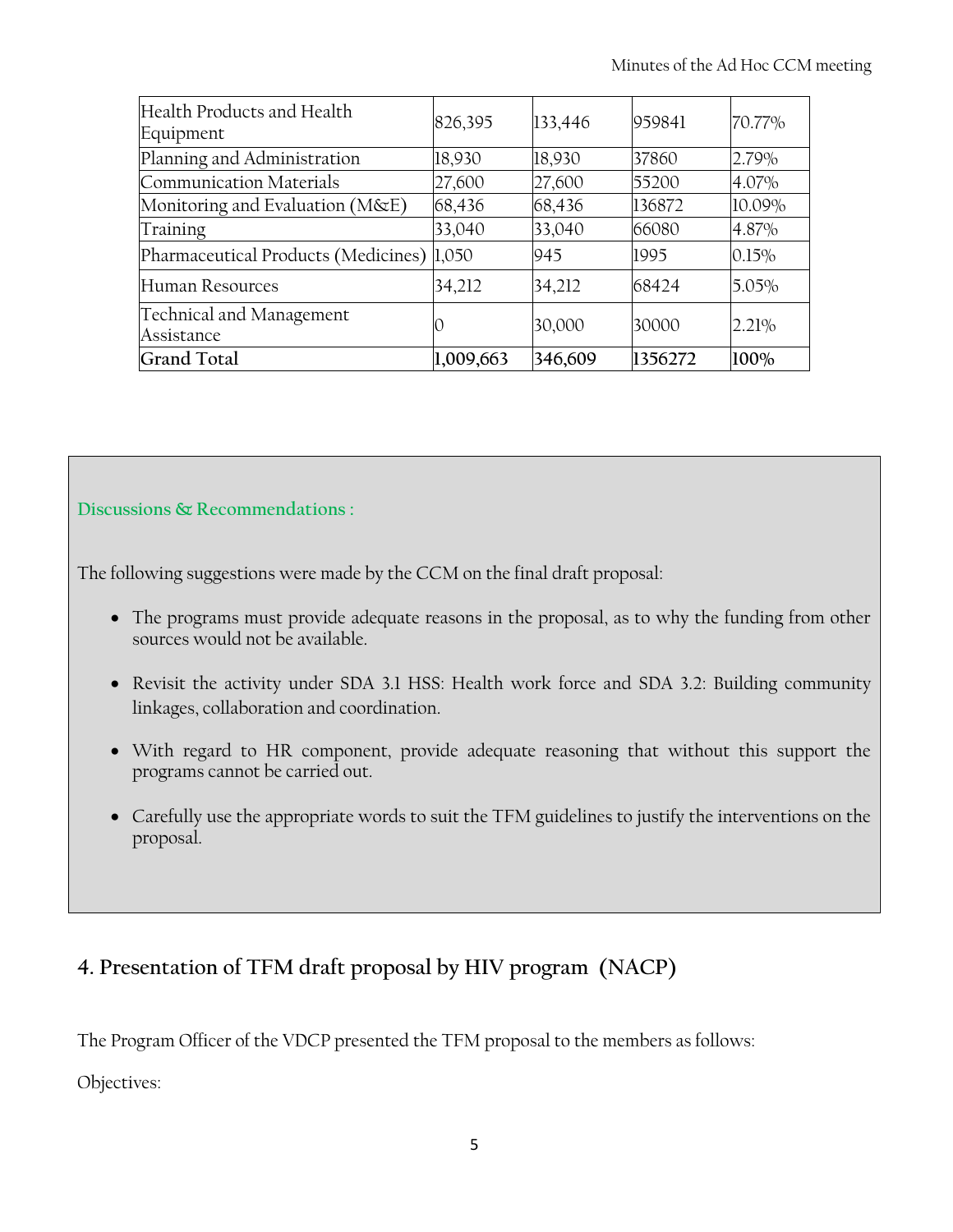| Health Products and Health Equipment | 826,395 | 133,446 | 959841 | 70.77% |
|---|---|---|---|---|
| Planning and Administration | 18,930 | 18,930 | 37860 | 2.79% |
| Communication Materials | 27,600 | 27,600 | 55200 | 4.07% |
| Monitoring and Evaluation (M&E) | 68,436 | 68,436 | 136872 | 10.09% |
| Training | 33,040 | 33,040 | 66080 | 4.87% |
| Pharmaceutical Products (Medicines) | 1,050 | 945 | 1995 | 0.15% |
| Human Resources | 34,212 | 34,212 | 68424 | 5.05% |
| Technical and Management Assistance | 0 | 30,000 | 30000 | 2.21% |
| **Grand Total** | **1,009,663** | **346,609** | **1356272** | **100%** |

**Discussions & Recommendations :**

The following suggestions were made by the CCM on the final draft proposal:

- The programs must provide adequate reasons in the proposal, as to why the funding from other sources would not be available.
- Revisit the activity under SDA 3.1 HSS: Health work force and SDA 3.2: Building community linkages, collaboration and coordination.
- With regard to HR component, provide adequate reasoning that without this support the programs cannot be carried out.
- Carefully use the appropriate words to suit the TFM guidelines to justify the interventions on the proposal.

## 4. Presentation of TFM draft proposal by HIV program (NACP)

The Program Officer of the VDCP presented the TFM proposal to the members as follows:

Objectives: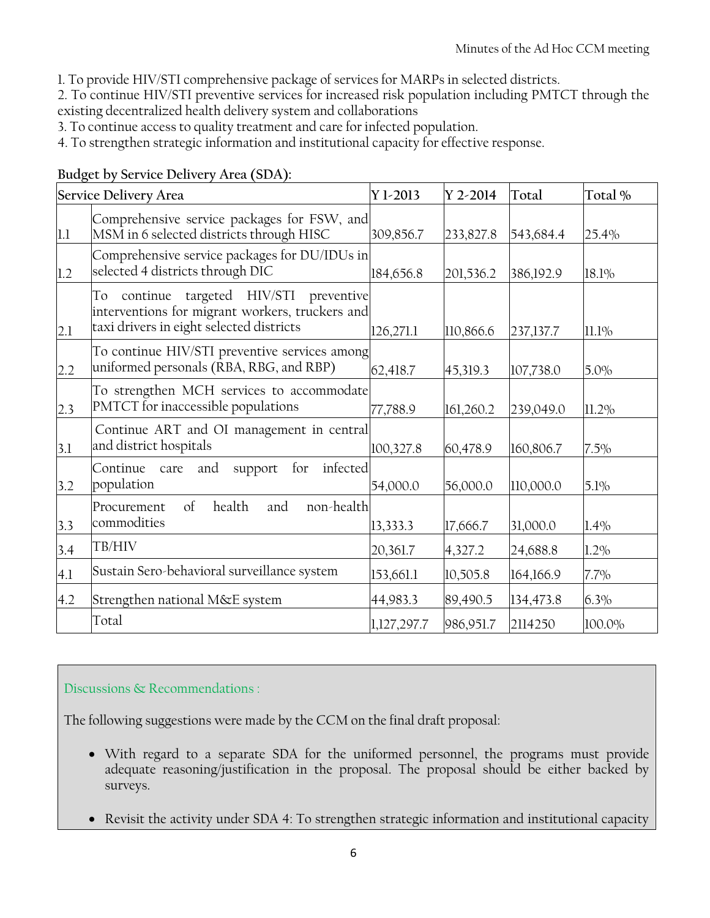1. To provide HIV/STI comprehensive package of services for MARPs in selected districts.
2. To continue HIV/STI preventive services for increased risk population including PMTCT through the existing decentralized health delivery system and collaborations
3. To continue access to quality treatment and care for infected population.
4. To strengthen strategic information and institutional capacity for effective response.

**Budget by Service Delivery Area (SDA):**

| Service Delivery Area | | Y 1-2013 | Y 2-2014 | Total | Total % |
|---|---|---|---|---|---|
| 1.1 | Comprehensive service packages for FSW, and MSM in 6 selected districts through HISC | 309,856.7 | 233,827.8 | 543,684.4 | 25.4% |
| 1.2 | Comprehensive service packages for DU/IDUs in selected 4 districts through DIC | 184,656.8 | 201,536.2 | 386,192.9 | 18.1% |
| 2.1 | To continue targeted HIV/STI preventive interventions for migrant workers, truckers and taxi drivers in eight selected districts | 126,271.1 | 110,866.6 | 237,137.7 | 11.1% |
| 2.2 | To continue HIV/STI preventive services among uniformed personals (RBA, RBG, and RBP) | 62,418.7 | 45,319.3 | 107,738.0 | 5.0% |
| 2.3 | To strengthen MCH services to accommodate PMTCT for inaccessible populations | 77,788.9 | 161,260.2 | 239,049.0 | 11.2% |
| 3.1 | Continue ART and OI management in central and district hospitals | 100,327.8 | 60,478.9 | 160,806.7 | 7.5% |
| 3.2 | Continue care and support for infected population | 54,000.0 | 56,000.0 | 110,000.0 | 5.1% |
| 3.3 | Procurement of health and non-health commodities | 13,333.3 | 17,666.7 | 31,000.0 | 1.4% |
| 3.4 | TB/HIV | 20,361.7 | 4,327.2 | 24,688.8 | 1.2% |
| 4.1 | Sustain Sero-behavioral surveillance system | 153,661.1 | 10,505.8 | 164,166.9 | 7.7% |
| 4.2 | Strengthen national M&E system | 44,983.3 | 89,490.5 | 134,473.8 | 6.3% |
| | Total | 1,127,297.7 | 986,951.7 | 2114250 | 100.0% |

Discussions & Recommendations :

The following suggestions were made by the CCM on the final draft proposal:

- With regard to a separate SDA for the uniformed personnel, the programs must provide adequate reasoning/justification in the proposal. The proposal should be either backed by surveys.
- Revisit the activity under SDA 4: To strengthen strategic information and institutional capacity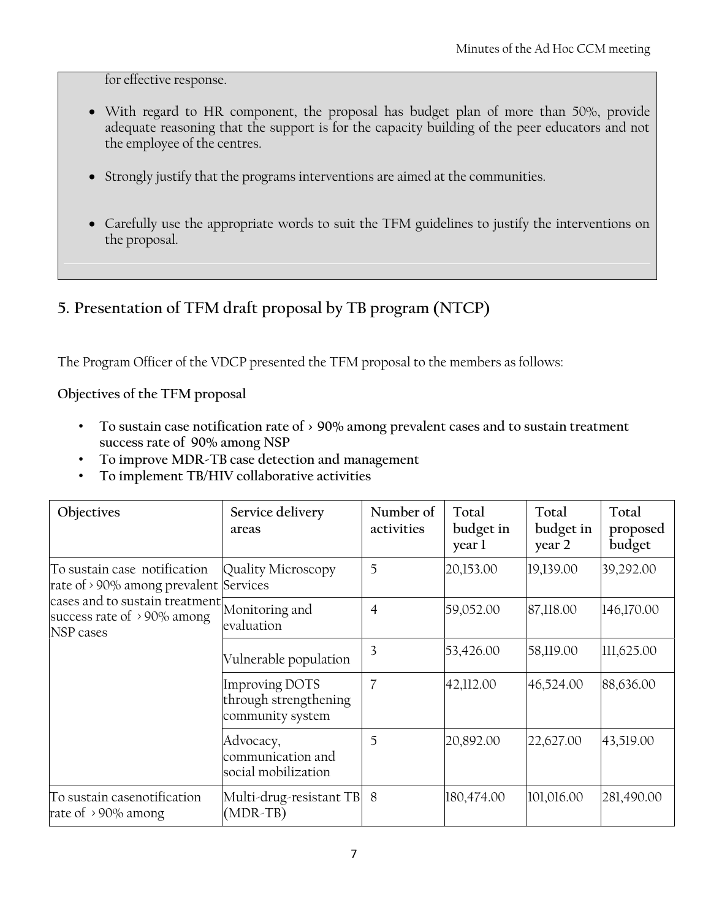for effective response.

- With regard to HR component, the proposal has budget plan of more than 50%, provide adequate reasoning that the support is for the capacity building of the peer educators and not the employee of the centres.

- Strongly justify that the programs interventions are aimed at the communities.

- Carefully use the appropriate words to suit the TFM guidelines to justify the interventions on the proposal.

## 5. Presentation of TFM draft proposal by TB program (NTCP)

The Program Officer of the VDCP presented the TFM proposal to the members as follows:

**Objectives of the TFM proposal**

- **To sustain case notification rate of > 90% among prevalent cases and to sustain treatment success rate of 90% among NSP**
- **To improve MDR-TB case detection and management**
- **To implement TB/HIV collaborative activities**

| Objectives | Service delivery areas | Number of activities | Total budget in year 1 | Total budget in year 2 | Total proposed budget |
|---|---|---|---|---|---|
| To sustain case notification rate of > 90% among prevalent cases and to sustain treatment success rate of > 90% among NSP cases | Quality Microscopy Services | 5 | 20,153.00 | 19,139.00 | 39,292.00 |
| | Monitoring and evaluation | 4 | 59,052.00 | 87,118.00 | 146,170.00 |
| | Vulnerable population | 3 | 53,426.00 | 58,119.00 | 111,625.00 |
| | Improving DOTS through strengthening community system | 7 | 42,112.00 | 46,524.00 | 88,636.00 |
| | Advocacy, communication and social mobilization | 5 | 20,892.00 | 22,627.00 | 43,519.00 |
| To sustain casenotification rate of > 90% among | Multi-drug-resistant TB (MDR-TB) | 8 | 180,474.00 | 101,016.00 | 281,490.00 |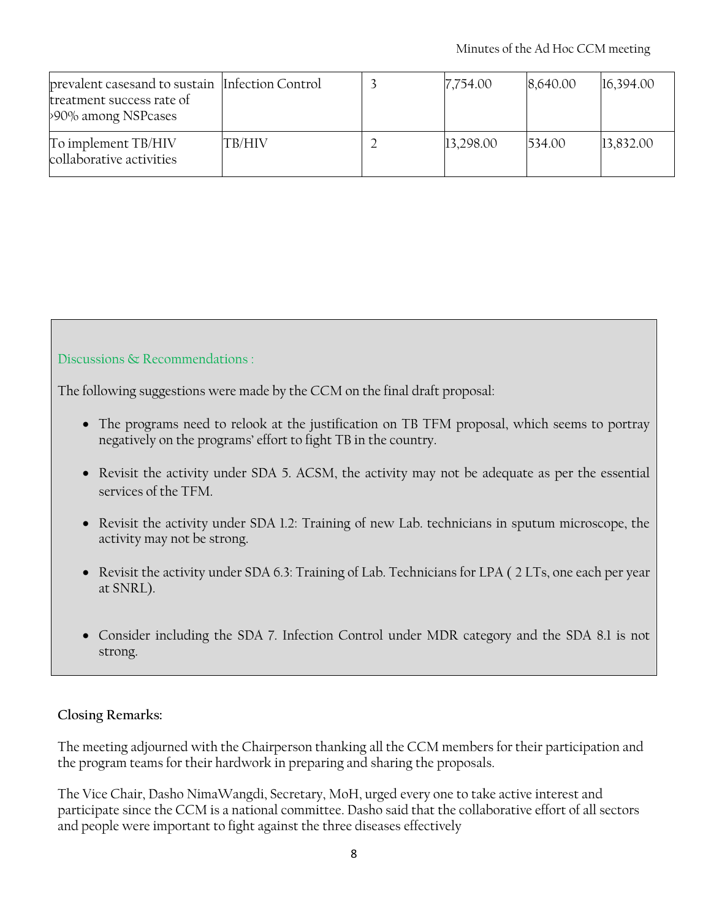| | | | | | |
|---|---|---|---|---|---|
| prevalent casesand to sustain treatment success rate of >90% among NSPcases | Infection Control | 3 | 7,754.00 | 8,640.00 | 16,394.00 |
| To implement TB/HIV collaborative activities | TB/HIV | 2 | 13,298.00 | 534.00 | 13,832.00 |

Discussions & Recommendations :

The following suggestions were made by the CCM on the final draft proposal:

- The programs need to relook at the justification on TB TFM proposal, which seems to portray negatively on the programs' effort to fight TB in the country.
- Revisit the activity under SDA 5. ACSM, the activity may not be adequate as per the essential services of the TFM.
- Revisit the activity under SDA 1.2: Training of new Lab. technicians in sputum microscope, the activity may not be strong.
- Revisit the activity under SDA 6.3: Training of Lab. Technicians for LPA ( 2 LTs, one each per year at SNRL).
- Consider including the SDA 7. Infection Control under MDR category and the SDA 8.1 is not strong.

**Closing Remarks:**

The meeting adjourned with the Chairperson thanking all the CCM members for their participation and the program teams for their hardwork in preparing and sharing the proposals.

The Vice Chair, Dasho NimaWangdi, Secretary, MoH, urged every one to take active interest and participate since the CCM is a national committee. Dasho said that the collaborative effort of all sectors and people were important to fight against the three diseases effectively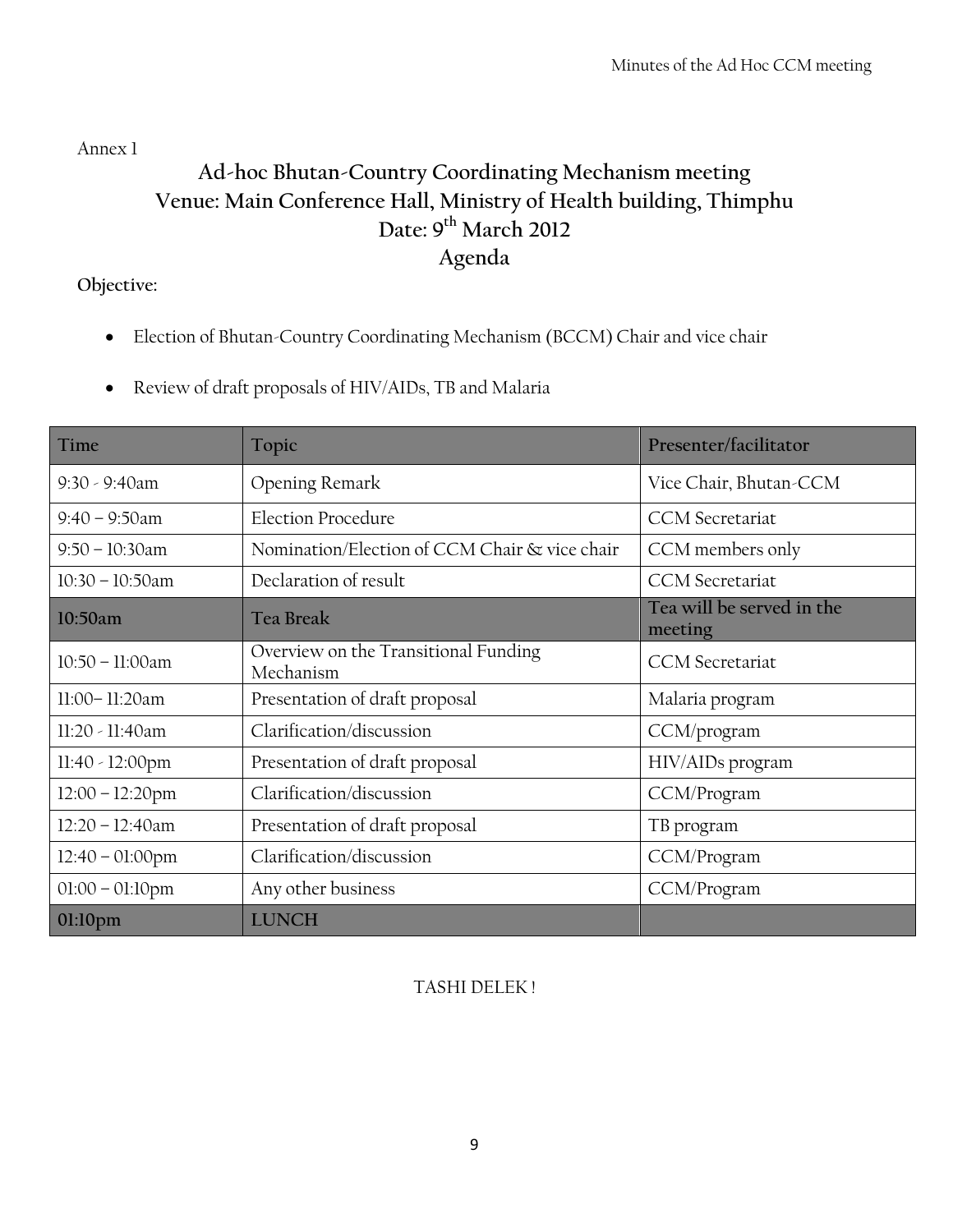Annex 1

# Ad-hoc Bhutan-Country Coordinating Mechanism meeting
## Venue: Main Conference Hall, Ministry of Health building, Thimphu
## Date: 9th March 2012
## Agenda

**Objective:**

- Election of Bhutan-Country Coordinating Mechanism (BCCM) Chair and vice chair
- Review of draft proposals of HIV/AIDs, TB and Malaria

| Time | Topic | Presenter/facilitator |
| --- | --- | --- |
| 9:30 - 9:40am | Opening Remark | Vice Chair, Bhutan-CCM |
| 9:40 – 9:50am | Election Procedure | CCM Secretariat |
| 9:50 – 10:30am | Nomination/Election of CCM Chair & vice chair | CCM members only |
| 10:30 – 10:50am | Declaration of result | CCM Secretariat |
| **10:50am** | **Tea Break** | **Tea will be served in the meeting** |
| 10:50 – 11:00am | Overview on the Transitional Funding Mechanism | CCM Secretariat |
| 11:00– 11:20am | Presentation of draft proposal | Malaria program |
| 11:20 - 11:40am | Clarification/discussion | CCM/program |
| 11:40 - 12:00pm | Presentation of draft proposal | HIV/AIDs program |
| 12:00 – 12:20pm | Clarification/discussion | CCM/Program |
| 12:20 – 12:40am | Presentation of draft proposal | TB program |
| 12:40 – 01:00pm | Clarification/discussion | CCM/Program |
| 01:00 – 01:10pm | Any other business | CCM/Program |
| **01:10pm** | **LUNCH** | |

TASHI DELEK !